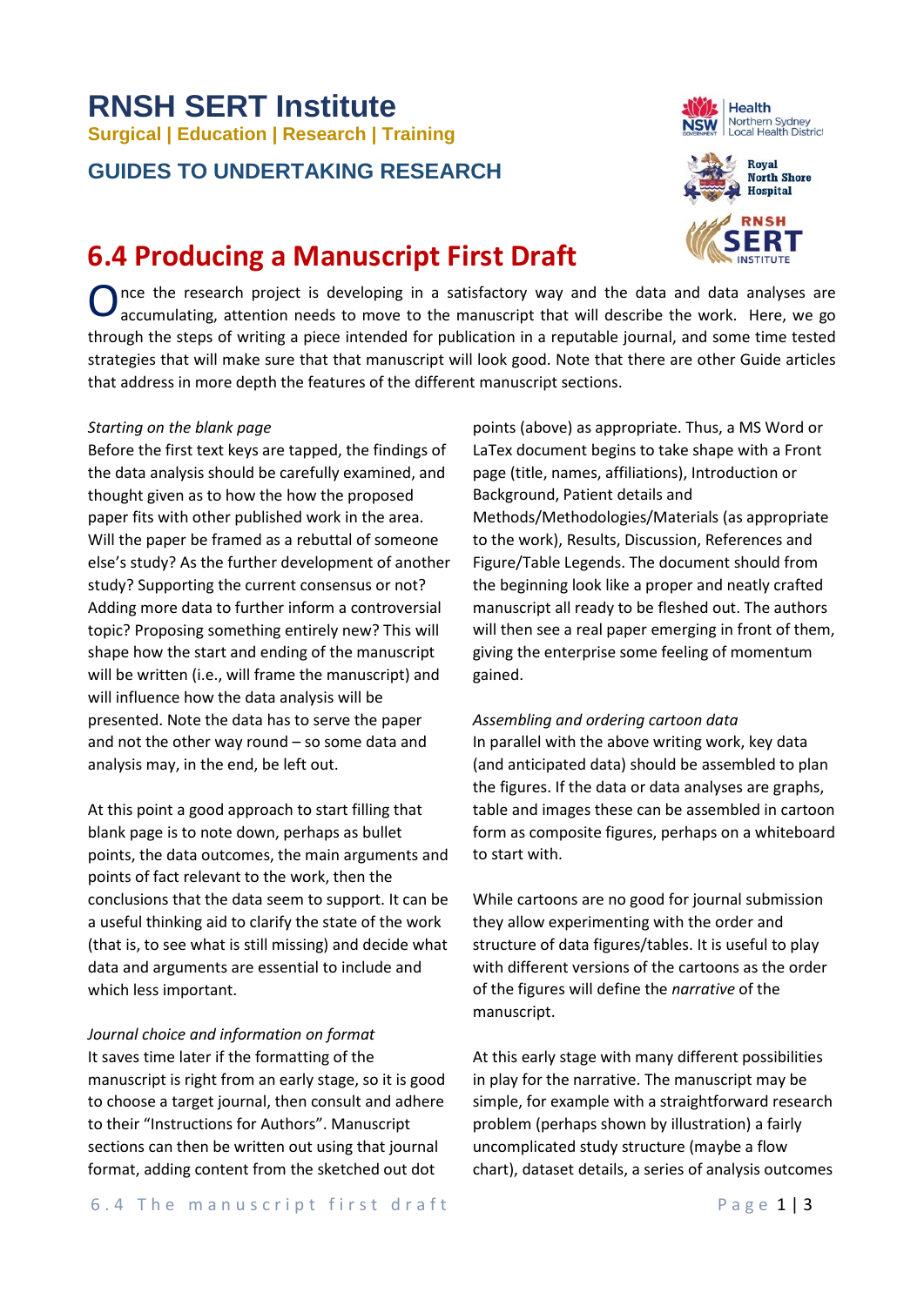# RNSH SERT Institute

**Surgical | Education | Research | Training**

**GUIDES TO UNDERTAKING RESEARCH**

## 6.4 Producing a Manuscript First Draft

Once the research project is developing in a satisfactory way and the data and data analyses are accumulating, attention needs to move to the manuscript that will describe the work. Here, we go through the steps of writing a piece intended for publication in a reputable journal, and some time tested strategies that will make sure that that manuscript will look good. Note that there are other Guide articles that address in more depth the features of the different manuscript sections.

*Starting on the blank page*

Before the first text keys are tapped, the findings of the data analysis should be carefully examined, and thought given as to how the how the proposed paper fits with other published work in the area. Will the paper be framed as a rebuttal of someone else's study? As the further development of another study? Supporting the current consensus or not? Adding more data to further inform a controversial topic? Proposing something entirely new? This will shape how the start and ending of the manuscript will be written (i.e., will frame the manuscript) and will influence how the data analysis will be presented. Note the data has to serve the paper and not the other way round – so some data and analysis may, in the end, be left out.

At this point a good approach to start filling that blank page is to note down, perhaps as bullet points, the data outcomes, the main arguments and points of fact relevant to the work, then the conclusions that the data seem to support. It can be a useful thinking aid to clarify the state of the work (that is, to see what is still missing) and decide what data and arguments are essential to include and which less important.

*Journal choice and information on format*

It saves time later if the formatting of the manuscript is right from an early stage, so it is good to choose a target journal, then consult and adhere to their "Instructions for Authors". Manuscript sections can then be written out using that journal format, adding content from the sketched out dot points (above) as appropriate. Thus, a MS Word or LaTex document begins to take shape with a Front page (title, names, affiliations), Introduction or Background, Patient details and Methods/Methodologies/Materials (as appropriate to the work), Results, Discussion, References and Figure/Table Legends. The document should from the beginning look like a proper and neatly crafted manuscript all ready to be fleshed out. The authors will then see a real paper emerging in front of them, giving the enterprise some feeling of momentum gained.

*Assembling and ordering cartoon data*

In parallel with the above writing work, key data (and anticipated data) should be assembled to plan the figures. If the data or data analyses are graphs, table and images these can be assembled in cartoon form as composite figures, perhaps on a whiteboard to start with.

While cartoons are no good for journal submission they allow experimenting with the order and structure of data figures/tables. It is useful to play with different versions of the cartoons as the order of the figures will define the *narrative* of the manuscript.

At this early stage with many different possibilities in play for the narrative. The manuscript may be simple, for example with a straightforward research problem (perhaps shown by illustration) a fairly uncomplicated study structure (maybe a flow chart), dataset details, a series of analysis outcomes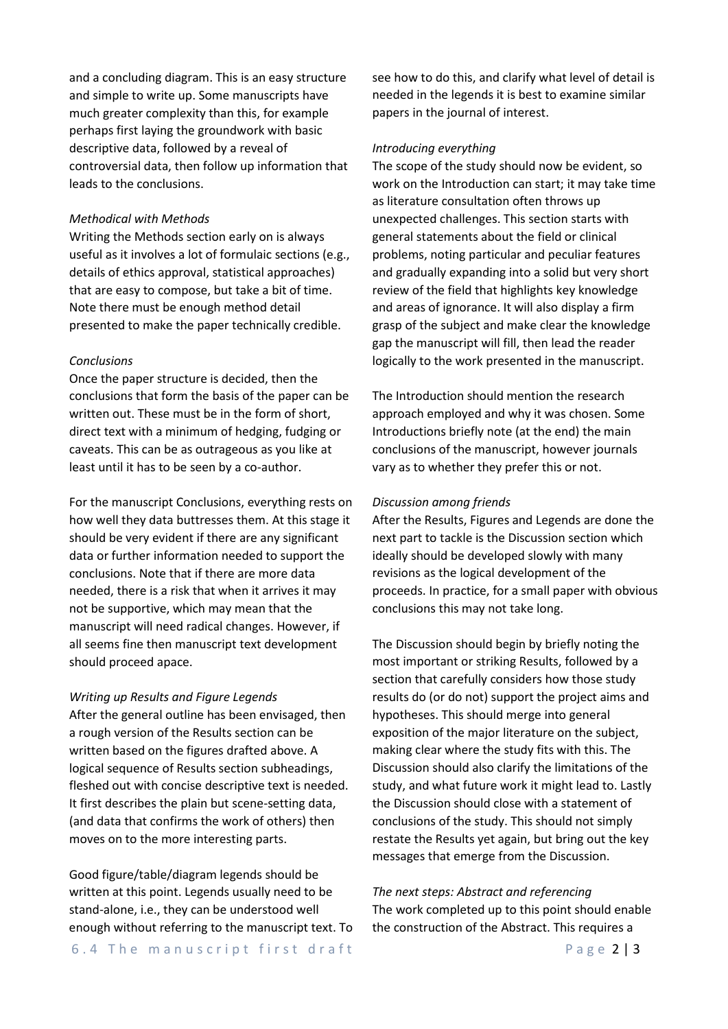and a concluding diagram. This is an easy structure and simple to write up. Some manuscripts have much greater complexity than this, for example perhaps first laying the groundwork with basic descriptive data, followed by a reveal of controversial data, then follow up information that leads to the conclusions.

*Methodical with Methods*

Writing the Methods section early on is always useful as it involves a lot of formulaic sections (e.g., details of ethics approval, statistical approaches) that are easy to compose, but take a bit of time. Note there must be enough method detail presented to make the paper technically credible.

*Conclusions*

Once the paper structure is decided, then the conclusions that form the basis of the paper can be written out. These must be in the form of short, direct text with a minimum of hedging, fudging or caveats. This can be as outrageous as you like at least until it has to be seen by a co-author.

For the manuscript Conclusions, everything rests on how well they data buttresses them. At this stage it should be very evident if there are any significant data or further information needed to support the conclusions. Note that if there are more data needed, there is a risk that when it arrives it may not be supportive, which may mean that the manuscript will need radical changes. However, if all seems fine then manuscript text development should proceed apace.

*Writing up Results and Figure Legends*

After the general outline has been envisaged, then a rough version of the Results section can be written based on the figures drafted above. A logical sequence of Results section subheadings, fleshed out with concise descriptive text is needed. It first describes the plain but scene-setting data, (and data that confirms the work of others) then moves on to the more interesting parts.

Good figure/table/diagram legends should be written at this point. Legends usually need to be stand-alone, i.e., they can be understood well enough without referring to the manuscript text. To see how to do this, and clarify what level of detail is needed in the legends it is best to examine similar papers in the journal of interest.

*Introducing everything*

The scope of the study should now be evident, so work on the Introduction can start; it may take time as literature consultation often throws up unexpected challenges. This section starts with general statements about the field or clinical problems, noting particular and peculiar features and gradually expanding into a solid but very short review of the field that highlights key knowledge and areas of ignorance. It will also display a firm grasp of the subject and make clear the knowledge gap the manuscript will fill, then lead the reader logically to the work presented in the manuscript.

The Introduction should mention the research approach employed and why it was chosen. Some Introductions briefly note (at the end) the main conclusions of the manuscript, however journals vary as to whether they prefer this or not.

*Discussion among friends*

After the Results, Figures and Legends are done the next part to tackle is the Discussion section which ideally should be developed slowly with many revisions as the logical development of the proceeds. In practice, for a small paper with obvious conclusions this may not take long.

The Discussion should begin by briefly noting the most important or striking Results, followed by a section that carefully considers how those study results do (or do not) support the project aims and hypotheses. This should merge into general exposition of the major literature on the subject, making clear where the study fits with this. The Discussion should also clarify the limitations of the study, and what future work it might lead to. Lastly the Discussion should close with a statement of conclusions of the study. This should not simply restate the Results yet again, but bring out the key messages that emerge from the Discussion.

*The next steps: Abstract and referencing*

The work completed up to this point should enable the construction of the Abstract. This requires a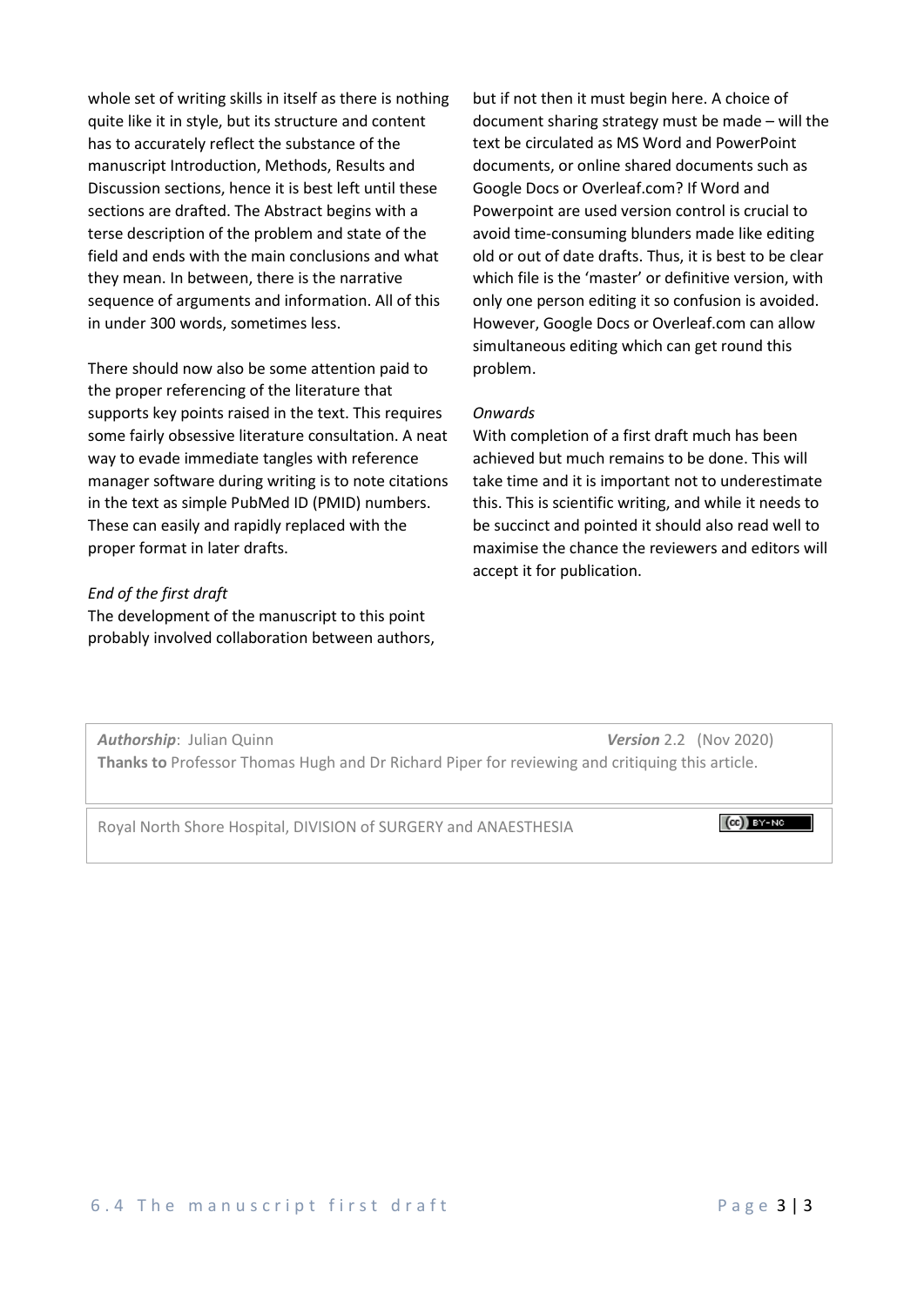whole set of writing skills in itself as there is nothing quite like it in style, but its structure and content has to accurately reflect the substance of the manuscript Introduction, Methods, Results and Discussion sections, hence it is best left until these sections are drafted. The Abstract begins with a terse description of the problem and state of the field and ends with the main conclusions and what they mean. In between, there is the narrative sequence of arguments and information. All of this in under 300 words, sometimes less.

There should now also be some attention paid to the proper referencing of the literature that supports key points raised in the text. This requires some fairly obsessive literature consultation. A neat way to evade immediate tangles with reference manager software during writing is to note citations in the text as simple PubMed ID (PMID) numbers. These can easily and rapidly replaced with the proper format in later drafts.

*End of the first draft*

The development of the manuscript to this point probably involved collaboration between authors, but if not then it must begin here. A choice of document sharing strategy must be made – will the text be circulated as MS Word and PowerPoint documents, or online shared documents such as Google Docs or Overleaf.com? If Word and Powerpoint are used version control is crucial to avoid time-consuming blunders made like editing old or out of date drafts. Thus, it is best to be clear which file is the 'master' or definitive version, with only one person editing it so confusion is avoided. However, Google Docs or Overleaf.com can allow simultaneous editing which can get round this problem.

*Onwards*

With completion of a first draft much has been achieved but much remains to be done. This will take time and it is important not to underestimate this. This is scientific writing, and while it needs to be succinct and pointed it should also read well to maximise the chance the reviewers and editors will accept it for publication.

***Authorship***: Julian Quinn ***Version*** 2.2 (Nov 2020)

**Thanks to** Professor Thomas Hugh and Dr Richard Piper for reviewing and critiquing this article.

Royal North Shore Hospital, DIVISION of SURGERY and ANAESTHESIA

(cc) BY-NC